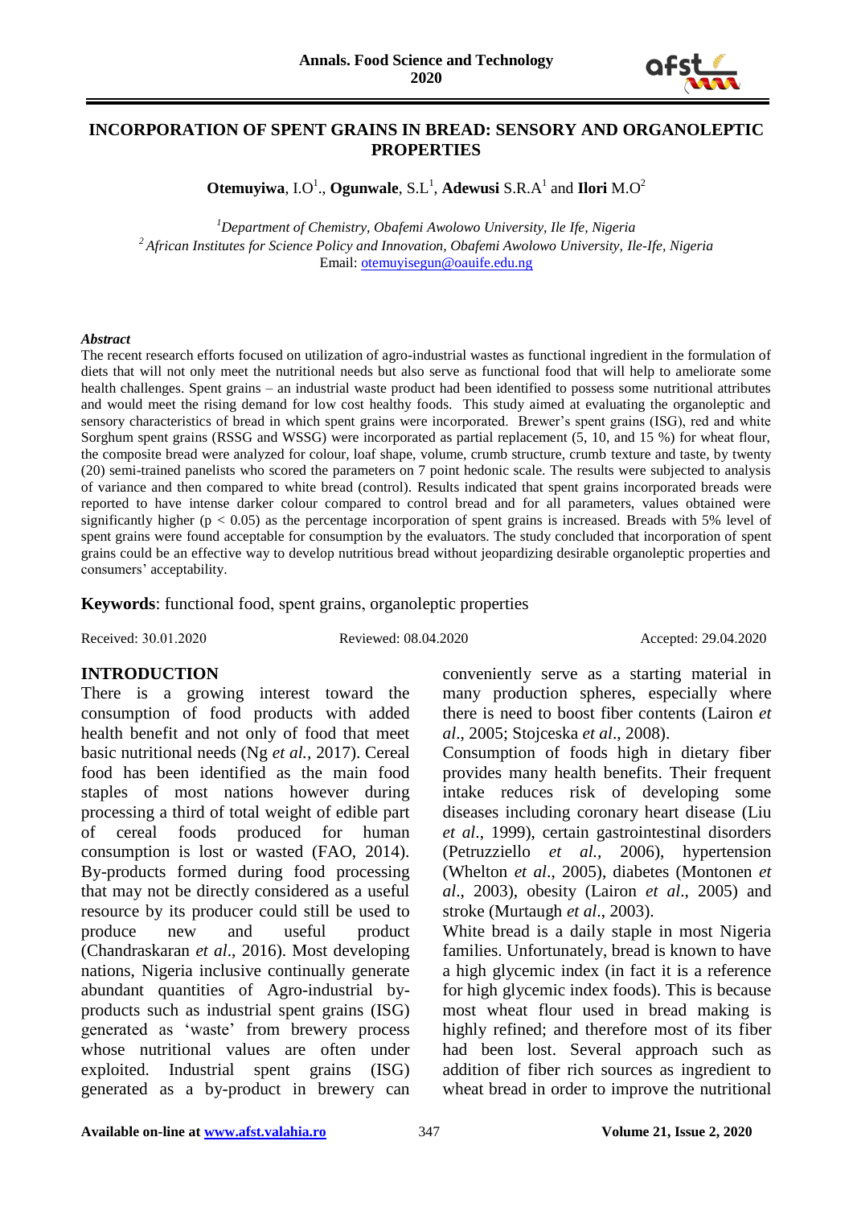# INCORPORATION OF SPENT GRAINS IN BREAD: SENSORY AND ORGANOLEPTIC PROPERTIES

**Otemuyiwa**, I.O[1]., **Ogunwale**, S.L[1], **Adewusi** S.R.A[1] and **Ilori** M.O[2]

[1]*Department of Chemistry, Obafemi Awolowo University, Ile Ife, Nigeria*
[2]*African Institutes for Science Policy and Innovation, Obafemi Awolowo University, Ile-Ife, Nigeria*
Email: otemuyisegun@oauife.edu.ng

### *Abstract*

The recent research efforts focused on utilization of agro-industrial wastes as functional ingredient in the formulation of diets that will not only meet the nutritional needs but also serve as functional food that will help to ameliorate some health challenges. Spent grains – an industrial waste product had been identified to possess some nutritional attributes and would meet the rising demand for low cost healthy foods. This study aimed at evaluating the organoleptic and sensory characteristics of bread in which spent grains were incorporated. Brewer's spent grains (ISG), red and white Sorghum spent grains (RSSG and WSSG) were incorporated as partial replacement (5, 10, and 15 %) for wheat flour, the composite bread were analyzed for colour, loaf shape, volume, crumb structure, crumb texture and taste, by twenty (20) semi-trained panelists who scored the parameters on 7 point hedonic scale. The results were subjected to analysis of variance and then compared to white bread (control). Results indicated that spent grains incorporated breads were reported to have intense darker colour compared to control bread and for all parameters, values obtained were significantly higher ($p < 0.05$) as the percentage incorporation of spent grains is increased. Breads with 5% level of spent grains were found acceptable for consumption by the evaluators. The study concluded that incorporation of spent grains could be an effective way to develop nutritious bread without jeopardizing desirable organoleptic properties and consumers' acceptability.

**Keywords**: functional food, spent grains, organoleptic properties

Received: 30.01.2020 Reviewed: 08.04.2020 Accepted: 29.04.2020

## INTRODUCTION

There is a growing interest toward the consumption of food products with added health benefit and not only of food that meet basic nutritional needs (Ng *et al.,* 2017). Cereal food has been identified as the main food staples of most nations however during processing a third of total weight of edible part of cereal foods produced for human consumption is lost or wasted (FAO, 2014). By-products formed during food processing that may not be directly considered as a useful resource by its producer could still be used to produce new and useful product (Chandraskaran *et al*., 2016). Most developing nations, Nigeria inclusive continually generate abundant quantities of Agro-industrial by-products such as industrial spent grains (ISG) generated as 'waste' from brewery process whose nutritional values are often under exploited. Industrial spent grains (ISG) generated as a by-product in brewery can conveniently serve as a starting material in many production spheres, especially where there is need to boost fiber contents (Lairon *et al*., 2005; Stojceska *et al*., 2008).

Consumption of foods high in dietary fiber provides many health benefits. Their frequent intake reduces risk of developing some diseases including coronary heart disease (Liu *et al*., 1999), certain gastrointestinal disorders (Petruzziello *et al.,* 2006), hypertension (Whelton *et al*., 2005), diabetes (Montonen *et al*., 2003), obesity (Lairon *et al*., 2005) and stroke (Murtaugh *et al*., 2003).

White bread is a daily staple in most Nigeria families. Unfortunately, bread is known to have a high glycemic index (in fact it is a reference for high glycemic index foods). This is because most wheat flour used in bread making is highly refined; and therefore most of its fiber had been lost. Several approach such as addition of fiber rich sources as ingredient to wheat bread in order to improve the nutritional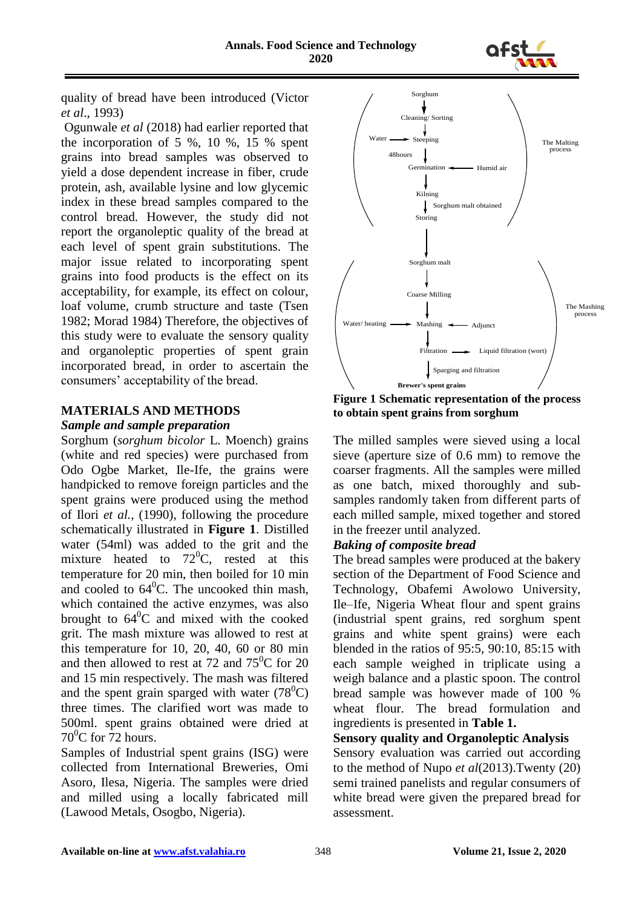quality of bread have been introduced (Victor *et al*., 1993)

Ogunwale *et al* (2018) had earlier reported that the incorporation of 5 %, 10 %, 15 % spent grains into bread samples was observed to yield a dose dependent increase in fiber, crude protein, ash, available lysine and low glycemic index in these bread samples compared to the control bread. However, the study did not report the organoleptic quality of the bread at each level of spent grain substitutions. The major issue related to incorporating spent grains into food products is the effect on its acceptability, for example, its effect on colour, loaf volume, crumb structure and taste (Tsen 1982; Morad 1984) Therefore, the objectives of this study were to evaluate the sensory quality and organoleptic properties of spent grain incorporated bread, in order to ascertain the consumers' acceptability of the bread.

## MATERIALS AND METHODS

### *Sample and sample preparation*

Sorghum (*sorghum bicolor* L. Moench) grains (white and red species) were purchased from Odo Ogbe Market, Ile-Ife, the grains were handpicked to remove foreign particles and the spent grains were produced using the method of Ilori *et al.,* (1990), following the procedure schematically illustrated in **Figure 1**. Distilled water (54ml) was added to the grit and the mixture heated to $72^0$C, rested at this temperature for 20 min, then boiled for 10 min and cooled to $64^0$C. The uncooked thin mash, which contained the active enzymes, was also brought to $64^0$C and mixed with the cooked grit. The mash mixture was allowed to rest at this temperature for 10, 20, 40, 60 or 80 min and then allowed to rest at 72 and $75^0$C for 20 and 15 min respectively. The mash was filtered and the spent grain sparged with water ($78^0$C) three times. The clarified wort was made to 500ml. spent grains obtained were dried at $70^0$C for 72 hours.

Samples of Industrial spent grains (ISG) were collected from International Breweries, Omi Asoro, Ilesa, Nigeria. The samples were dried and milled using a locally fabricated mill (Lawood Metals, Osogbo, Nigeria).

Sorghum
Cleaning/ Sorting
Water
Steeping
48hours
Germination
Humid air
Kilning
Sorghum malt obtained
Storing
The Malting process
Sorghum malt
Coarse Milling
Water/ heating
Mashing
Adjunct
Filtration
Liquid filtration (wort)
Sparging and filtration
Brewer's spent grains
The Mashing process

**Figure 1 Schematic representation of the process to obtain spent grains from sorghum**

The milled samples were sieved using a local sieve (aperture size of 0.6 mm) to remove the coarser fragments. All the samples were milled as one batch, mixed thoroughly and sub-samples randomly taken from different parts of each milled sample, mixed together and stored in the freezer until analyzed.

### *Baking of composite bread*

The bread samples were produced at the bakery section of the Department of Food Science and Technology, Obafemi Awolowo University, Ile–Ife, Nigeria Wheat flour and spent grains (industrial spent grains, red sorghum spent grains and white spent grains) were each blended in the ratios of 95:5, 90:10, 85:15 with each sample weighed in triplicate using a weigh balance and a plastic spoon. The control bread sample was however made of 100 % wheat flour. The bread formulation and ingredients is presented in **Table 1.**

### Sensory quality and Organoleptic Analysis

Sensory evaluation was carried out according to the method of Nupo *et al*(2013).Twenty (20) semi trained panelists and regular consumers of white bread were given the prepared bread for assessment.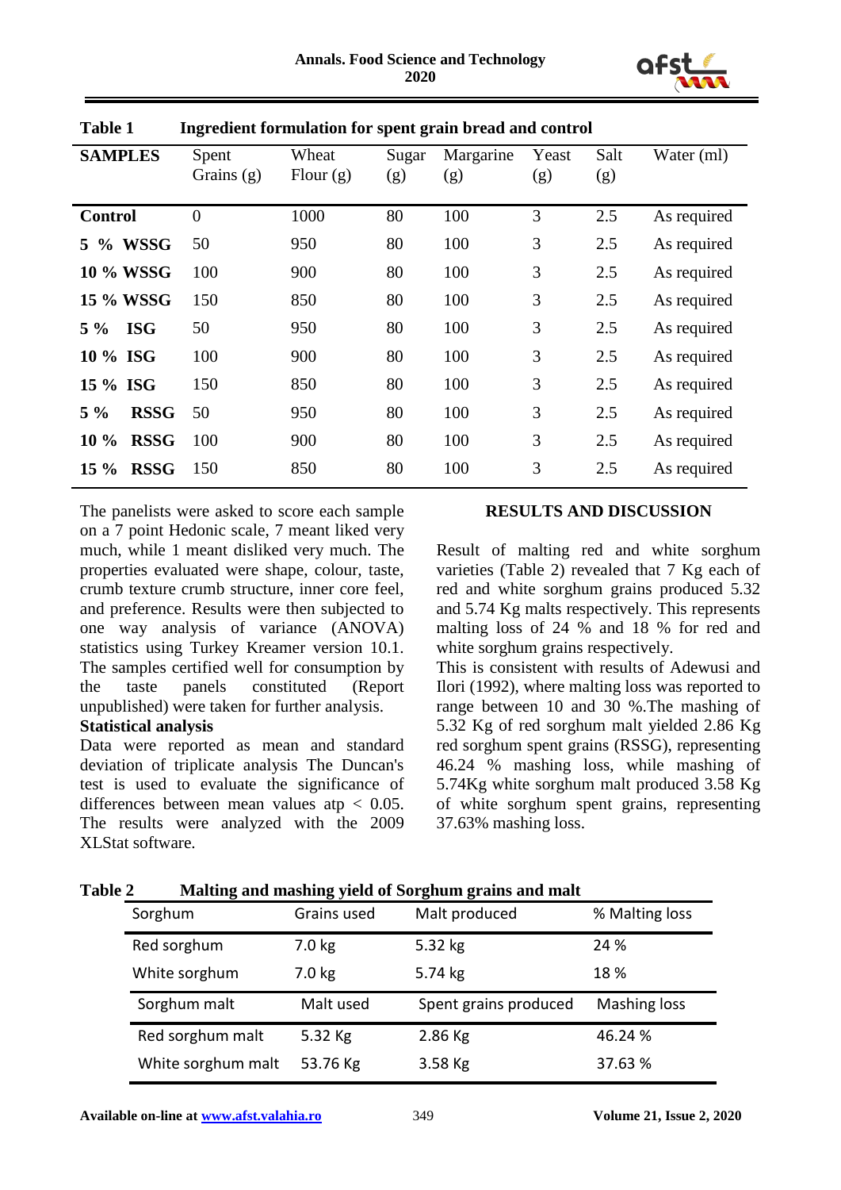**Table 1 Ingredient formulation for spent grain bread and control**

| SAMPLES | Spent Grains (g) | Wheat Flour (g) | Sugar (g) | Margarine (g) | Yeast (g) | Salt (g) | Water (ml) |
|---|---|---|---|---|---|---|---|
| **Control** | 0 | 1000 | 80 | 100 | 3 | 2.5 | As required |
| **5 % WSSG** | 50 | 950 | 80 | 100 | 3 | 2.5 | As required |
| **10 % WSSG** | 100 | 900 | 80 | 100 | 3 | 2.5 | As required |
| **15 % WSSG** | 150 | 850 | 80 | 100 | 3 | 2.5 | As required |
| **5 % ISG** | 50 | 950 | 80 | 100 | 3 | 2.5 | As required |
| **10 % ISG** | 100 | 900 | 80 | 100 | 3 | 2.5 | As required |
| **15 % ISG** | 150 | 850 | 80 | 100 | 3 | 2.5 | As required |
| **5 % RSSG** | 50 | 950 | 80 | 100 | 3 | 2.5 | As required |
| **10 % RSSG** | 100 | 900 | 80 | 100 | 3 | 2.5 | As required |
| **15 % RSSG** | 150 | 850 | 80 | 100 | 3 | 2.5 | As required |

The panelists were asked to score each sample on a 7 point Hedonic scale, 7 meant liked very much, while 1 meant disliked very much. The properties evaluated were shape, colour, taste, crumb texture crumb structure, inner core feel, and preference. Results were then subjected to one way analysis of variance (ANOVA) statistics using Turkey Kreamer version 10.1. The samples certified well for consumption by the taste panels constituted (Report unpublished) were taken for further analysis.

**Statistical analysis**

Data were reported as mean and standard deviation of triplicate analysis The Duncan's test is used to evaluate the significance of differences between mean values atp < 0.05. The results were analyzed with the 2009 XLStat software.

## RESULTS AND DISCUSSION

Result of malting red and white sorghum varieties (Table 2) revealed that 7 Kg each of red and white sorghum grains produced 5.32 and 5.74 Kg malts respectively. This represents malting loss of 24 % and 18 % for red and white sorghum grains respectively.

This is consistent with results of Adewusi and Ilori (1992), where malting loss was reported to range between 10 and 30 %.The mashing of 5.32 Kg of red sorghum malt yielded 2.86 Kg red sorghum spent grains (RSSG), representing 46.24 % mashing loss, while mashing of 5.74Kg white sorghum malt produced 3.58 Kg of white sorghum spent grains, representing 37.63% mashing loss.

**Table 2 Malting and mashing yield of Sorghum grains and malt**

| Sorghum | Grains used | Malt produced | % Malting loss |
|---|---|---|---|
| Red sorghum | 7.0 kg | 5.32 kg | 24 % |
| White sorghum | 7.0 kg | 5.74 kg | 18 % |
| **Sorghum malt** | **Malt used** | **Spent grains produced** | **Mashing loss** |
| Red sorghum malt | 5.32 Kg | 2.86 Kg | 46.24 % |
| White sorghum malt | 53.76 Kg | 3.58 Kg | 37.63 % |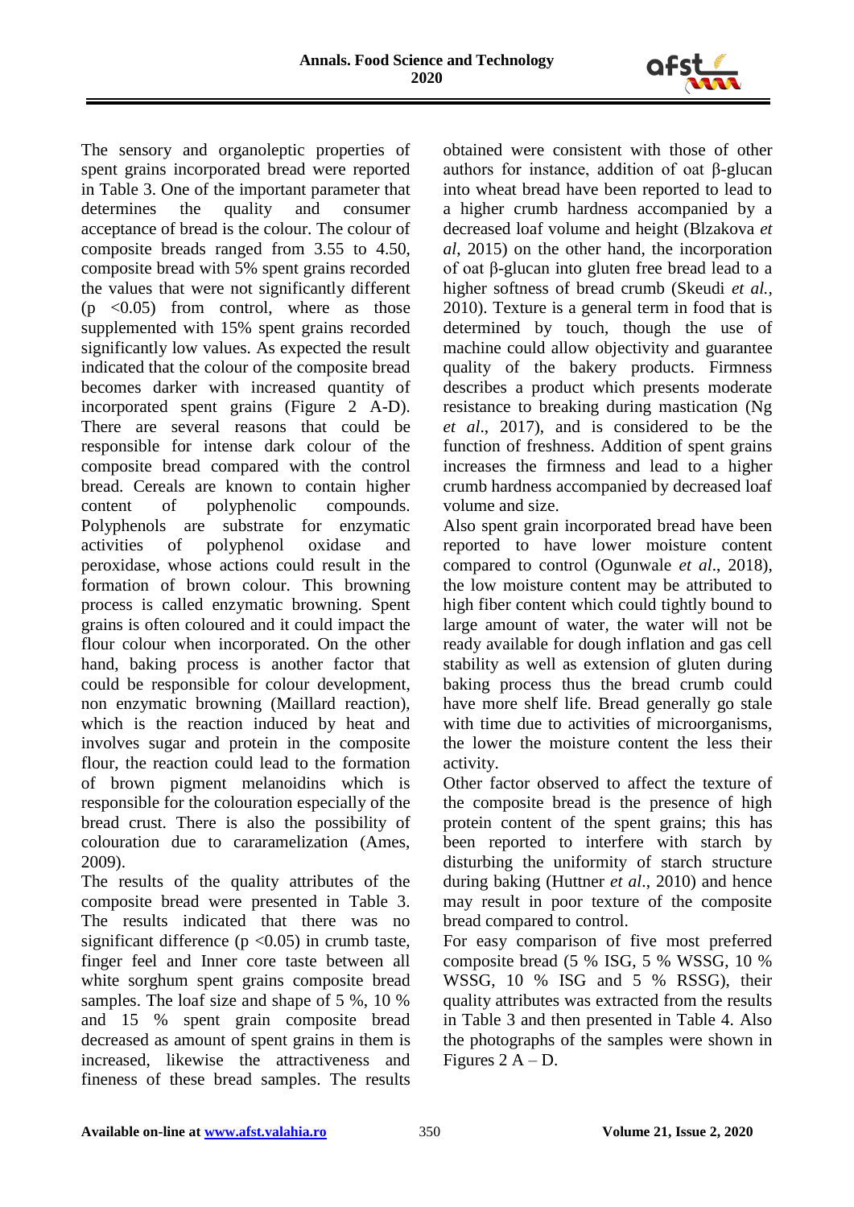The sensory and organoleptic properties of spent grains incorporated bread were reported in Table 3. One of the important parameter that determines the quality and consumer acceptance of bread is the colour. The colour of composite breads ranged from 3.55 to 4.50, composite bread with 5% spent grains recorded the values that were not significantly different ($p < 0.05$) from control, where as those supplemented with 15% spent grains recorded significantly low values. As expected the result indicated that the colour of the composite bread becomes darker with increased quantity of incorporated spent grains (Figure 2 A-D). There are several reasons that could be responsible for intense dark colour of the composite bread compared with the control bread. Cereals are known to contain higher content of polyphenolic compounds. Polyphenols are substrate for enzymatic activities of polyphenol oxidase and peroxidase, whose actions could result in the formation of brown colour. This browning process is called enzymatic browning. Spent grains is often coloured and it could impact the flour colour when incorporated. On the other hand, baking process is another factor that could be responsible for colour development, non enzymatic browning (Maillard reaction), which is the reaction induced by heat and involves sugar and protein in the composite flour, the reaction could lead to the formation of brown pigment melanoidins which is responsible for the colouration especially of the bread crust. There is also the possibility of colouration due to cararamelization (Ames, 2009).

The results of the quality attributes of the composite bread were presented in Table 3. The results indicated that there was no significant difference ($p < 0.05$) in crumb taste, finger feel and Inner core taste between all white sorghum spent grains composite bread samples. The loaf size and shape of 5 %, 10 % and 15 % spent grain composite bread decreased as amount of spent grains in them is increased, likewise the attractiveness and fineness of these bread samples. The results obtained were consistent with those of other authors for instance, addition of oat β-glucan into wheat bread have been reported to lead to a higher crumb hardness accompanied by a decreased loaf volume and height (Blzakova *et al*, 2015) on the other hand, the incorporation of oat β-glucan into gluten free bread lead to a higher softness of bread crumb (Skeudi *et al.*, 2010). Texture is a general term in food that is determined by touch, though the use of machine could allow objectivity and guarantee quality of the bakery products. Firmness describes a product which presents moderate resistance to breaking during mastication (Ng *et al*., 2017), and is considered to be the function of freshness. Addition of spent grains increases the firmness and lead to a higher crumb hardness accompanied by decreased loaf volume and size.

Also spent grain incorporated bread have been reported to have lower moisture content compared to control (Ogunwale *et al*., 2018), the low moisture content may be attributed to high fiber content which could tightly bound to large amount of water, the water will not be ready available for dough inflation and gas cell stability as well as extension of gluten during baking process thus the bread crumb could have more shelf life. Bread generally go stale with time due to activities of microorganisms, the lower the moisture content the less their activity.

Other factor observed to affect the texture of the composite bread is the presence of high protein content of the spent grains; this has been reported to interfere with starch by disturbing the uniformity of starch structure during baking (Huttner *et al*., 2010) and hence may result in poor texture of the composite bread compared to control.

For easy comparison of five most preferred composite bread (5 % ISG, 5 % WSSG, 10 % WSSG, 10 % ISG and 5 % RSSG), their quality attributes was extracted from the results in Table 3 and then presented in Table 4. Also the photographs of the samples were shown in Figures 2 A – D.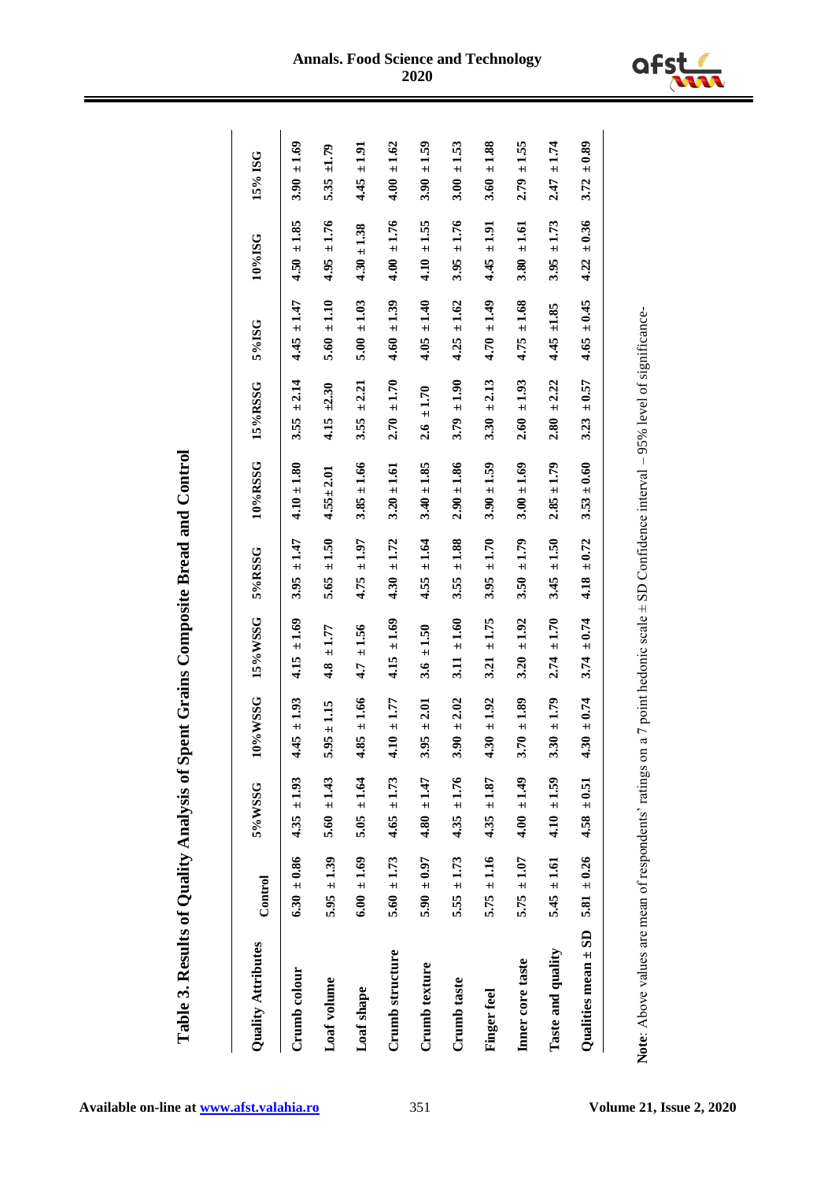**Table 3. Results of Quality Analysis of Spent Grains Composite Bread and Control**

| Quality Attributes | Control | 5%WSSG | 10%WSSG | 15%WSSG | 5%RSSG | 10%RSSG | 15%RSSG | 5%ISG | 10%ISG | 15% ISG |
|---|---|---|---|---|---|---|---|---|---|---|
| Crumb colour | 6.30 ± 0.86 | 4.35 ± 1.93 | 4.45 ± 1.93 | 4.15 ± 1.69 | 3.95 ± 1.47 | 4.10 ± 1.80 | 3.55 ± 2.14 | 4.45 ± 1.47 | 4.50 ± 1.85 | 3.90 ± 1.69 |
| Loaf volume | 5.95 ± 1.39 | 5.60 ± 1.43 | 5.95 ± 1.15 | 4.8 ± 1.77 | 5.65 ± 1.50 | 4.55± 2.01 | 4.15 ±2.30 | 5.60 ± 1.10 | 4.95 ± 1.76 | 5.35 ±1.79 |
| Loaf shape | 6.00 ± 1.69 | 5.05 ± 1.64 | 4.85 ± 1.66 | 4.7 ± 1.56 | 4.75 ± 1.97 | 3.85 ± 1.66 | 3.55 ± 2.21 | 5.00 ± 1.03 | 4.30 ± 1.38 | 4.45 ± 1.91 |
| Crumb structure | 5.60 ± 1.73 | 4.65 ± 1.73 | 4.10 ± 1.77 | 4.15 ± 1.69 | 4.30 ± 1.72 | 3.20 ± 1.61 | 2.70 ± 1.70 | 4.60 ± 1.39 | 4.00 ± 1.76 | 4.00 ± 1.62 |
| Crumb texture | 5.90 ± 0.97 | 4.80 ± 1.47 | 3.95 ± 2.01 | 3.6 ± 1.50 | 4.55 ± 1.64 | 3.40 ± 1.85 | 2.6 ± 1.70 | 4.05 ± 1.40 | 4.10 ± 1.55 | 3.90 ± 1.59 |
| Crumb taste | 5.55 ± 1.73 | 4.35 ± 1.76 | 3.90 ± 2.02 | 3.11 ± 1.60 | 3.55 ± 1.88 | 2.90 ± 1.86 | 3.79 ± 1.90 | 4.25 ± 1.62 | 3.95 ± 1.76 | 3.00 ± 1.53 |
| Finger feel | 5.75 ± 1.16 | 4.35 ± 1.87 | 4.30 ± 1.92 | 3.21 ± 1.75 | 3.95 ± 1.70 | 3.90 ± 1.59 | 3.30 ± 2.13 | 4.70 ± 1.49 | 4.45 ± 1.91 | 3.60 ± 1.88 |
| Inner core taste | 5.75 ± 1.07 | 4.00 ± 1.49 | 3.70 ± 1.89 | 3.20 ± 1.92 | 3.50 ± 1.79 | 3.00 ± 1.69 | 2.60 ± 1.93 | 4.75 ± 1.68 | 3.80 ± 1.61 | 2.79 ± 1.55 |
| Taste and quality | 5.45 ± 1.61 | 4.10 ± 1.59 | 3.30 ± 1.79 | 2.74 ± 1.70 | 3.45 ± 1.50 | 2.85 ± 1.79 | 2.80 ± 2.22 | 4.45 ±1.85 | 3.95 ± 1.73 | 2.47 ± 1.74 |
| Qualities mean ± SD | 5.81 ± 0.26 | 4.58 ± 0.51 | 4.30 ± 0.74 | 3.74 ± 0.74 | 4.18 ± 0.72 | 3.53 ± 0.60 | 3.23 ± 0.57 | 4.65 ± 0.45 | 4.22 ± 0.36 | 3.72 ± 0.89 |

**Note**: Above values are mean of respondents' ratings on a 7 point hedonic scale ± SD Confidence interval – 95% level of significance-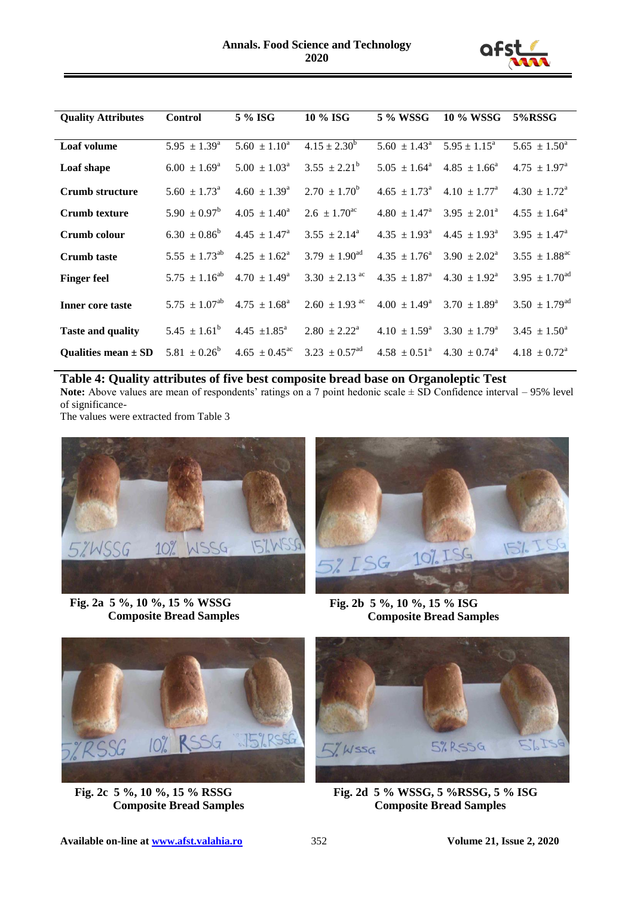| Quality Attributes | Control | 5 % ISG | 10 % ISG | 5 % WSSG | 10 % WSSG | 5%RSSG |
|---|---|---|---|---|---|---|
| **Loaf volume** | 5.95 ± 1.39[a] | 5.60 ± 1.10[a] | 4.15 ± 2.30[b] | 5.60 ± 1.43[a] | 5.95 ± 1.15[a] | 5.65 ± 1.50[a] |
| **Loaf shape** | 6.00 ± 1.69[a] | 5.00 ± 1.03[a] | 3.55 ± 2.21[b] | 5.05 ± 1.64[a] | 4.85 ± 1.66[a] | 4.75 ± 1.97[a] |
| **Crumb structure** | 5.60 ± 1.73[a] | 4.60 ± 1.39[a] | 2.70 ± 1.70[b] | 4.65 ± 1.73[a] | 4.10 ± 1.77[a] | 4.30 ± 1.72[a] |
| **Crumb texture** | 5.90 ± 0.97[b] | 4.05 ± 1.40[a] | 2.6 ± 1.70[ac] | 4.80 ± 1.47[a] | 3.95 ± 2.01[a] | 4.55 ± 1.64[a] |
| **Crumb colour** | 6.30 ± 0.86[b] | 4.45 ± 1.47[a] | 3.55 ± 2.14[a] | 4.35 ± 1.93[a] | 4.45 ± 1.93[a] | 3.95 ± 1.47[a] |
| **Crumb taste** | 5.55 ± 1.73[ab] | 4.25 ± 1.62[a] | 3.79 ± 1.90[ad] | 4.35 ± 1.76[a] | 3.90 ± 2.02[a] | 3.55 ± 1.88[ac] |
| **Finger feel** | 5.75 ± 1.16[ab] | 4.70 ± 1.49[a] | 3.30 ± 2.13 [ac] | 4.35 ± 1.87[a] | 4.30 ± 1.92[a] | 3.95 ± 1.70[ad] |
| **Inner core taste** | 5.75 ± 1.07[ab] | 4.75 ± 1.68[a] | 2.60 ± 1.93 [ac] | 4.00 ± 1.49[a] | 3.70 ± 1.89[a] | 3.50 ± 1.79[ad] |
| **Taste and quality** | 5.45 ± 1.61[b] | 4.45 ±1.85[a] | 2.80 ± 2.22[a] | 4.10 ± 1.59[a] | 3.30 ± 1.79[a] | 3.45 ± 1.50[a] |
| **Qualities mean ± SD** | 5.81 ± 0.26[b] | 4.65 ± 0.45[ac] | 3.23 ± 0.57[ad] | 4.58 ± 0.51[a] | 4.30 ± 0.74[a] | 4.18 ± 0.72[a] |

**Table 4: Quality attributes of five best composite bread base on Organoleptic Test**

**Note:** Above values are mean of respondents' ratings on a 7 point hedonic scale ± SD Confidence interval – 95% level of significance-

The values were extracted from Table 3

**Fig. 2a 5 %, 10 %, 15 % WSSG Composite Bread Samples**

**Fig. 2b 5 %, 10 %, 15 % ISG Composite Bread Samples**

**Fig. 2c 5 %, 10 %, 15 % RSSG Composite Bread Samples**

**Fig. 2d 5 % WSSG, 5 %RSSG, 5 % ISG Composite Bread Samples**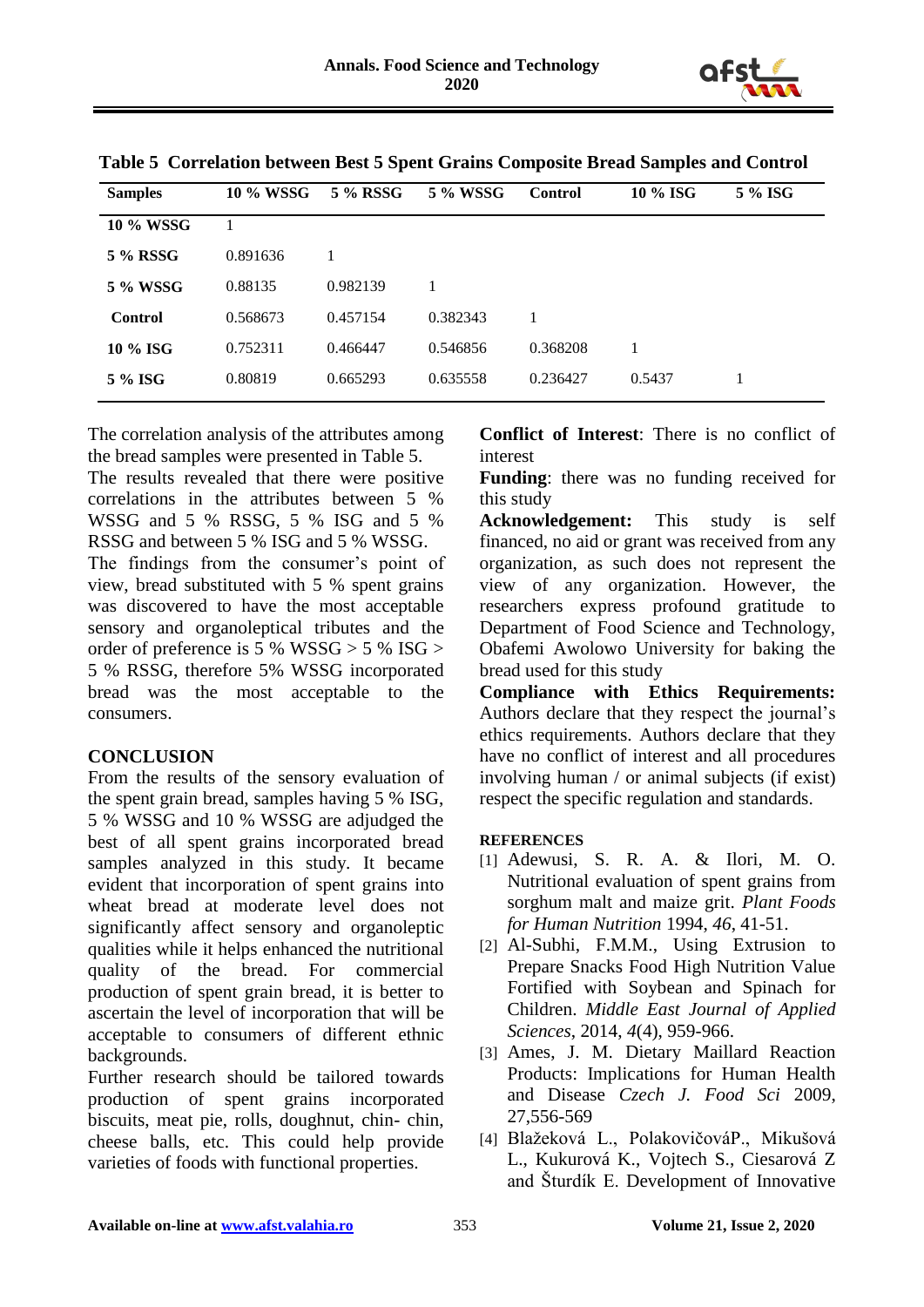**Table 5 Correlation between Best 5 Spent Grains Composite Bread Samples and Control**

| Samples | 10 % WSSG | 5 % RSSG | 5 % WSSG | Control | 10 % ISG | 5 % ISG |
|---|---|---|---|---|---|---|
| **10 % WSSG** | 1 | | | | | |
| **5 % RSSG** | 0.891636 | 1 | | | | |
| **5 % WSSG** | 0.88135 | 0.982139 | 1 | | | |
| **Control** | 0.568673 | 0.457154 | 0.382343 | 1 | | |
| **10 % ISG** | 0.752311 | 0.466447 | 0.546856 | 0.368208 | 1 | |
| **5 % ISG** | 0.80819 | 0.665293 | 0.635558 | 0.236427 | 0.5437 | 1 |

The correlation analysis of the attributes among the bread samples were presented in Table 5.
The results revealed that there were positive correlations in the attributes between 5 % WSSG and 5 % RSSG, 5 % ISG and 5 % RSSG and between 5 % ISG and 5 % WSSG.
The findings from the consumer's point of view, bread substituted with 5 % spent grains was discovered to have the most acceptable sensory and organoleptical tributes and the order of preference is 5 % WSSG > 5 % ISG > 5 % RSSG, therefore 5% WSSG incorporated bread was the most acceptable to the consumers.

## CONCLUSION

From the results of the sensory evaluation of the spent grain bread, samples having 5 % ISG, 5 % WSSG and 10 % WSSG are adjudged the best of all spent grains incorporated bread samples analyzed in this study. It became evident that incorporation of spent grains into wheat bread at moderate level does not significantly affect sensory and organoleptic qualities while it helps enhanced the nutritional quality of the bread. For commercial production of spent grain bread, it is better to ascertain the level of incorporation that will be acceptable to consumers of different ethnic backgrounds.
Further research should be tailored towards production of spent grains incorporated biscuits, meat pie, rolls, doughnut, chin- chin, cheese balls, etc. This could help provide varieties of foods with functional properties.

**Conflict of Interest**: There is no conflict of interest

**Funding**: there was no funding received for this study

**Acknowledgement:** This study is self financed, no aid or grant was received from any organization, as such does not represent the view of any organization. However, the researchers express profound gratitude to Department of Food Science and Technology, Obafemi Awolowo University for baking the bread used for this study

**Compliance with Ethics Requirements:** Authors declare that they respect the journal's ethics requirements. Authors declare that they have no conflict of interest and all procedures involving human / or animal subjects (if exist) respect the specific regulation and standards.

### REFERENCES

[1] Adewusi, S. R. A. & Ilori, M. O. Nutritional evaluation of spent grains from sorghum malt and maize grit. *Plant Foods for Human Nutrition* 1994, *46*, 41-51.

[2] Al-Subhi, F.M.M., Using Extrusion to Prepare Snacks Food High Nutrition Value Fortified with Soybean and Spinach for Children. *Middle East Journal of Applied Sciences*, 2014, *4*(4), 959-966.

[3] Ames, J. M. Dietary Maillard Reaction Products: Implications for Human Health and Disease *Czech J. Food Sci* 2009, 27,556-569

[4] Blažeková L., PolakovičováP., Mikušová L., Kukurová K., Vojtech S., Ciesarová Z and Šturdík E. Development of Innovative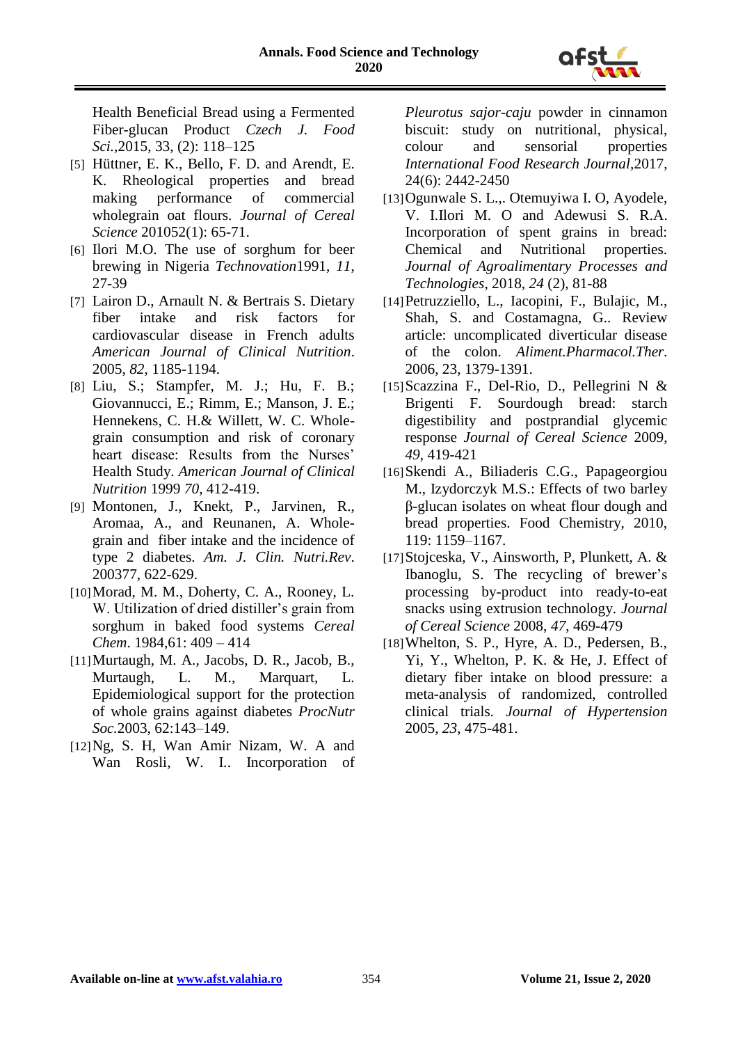Health Beneficial Bread using a Fermented Fiber-glucan Product *Czech J. Food Sci.*,2015, 33, (2): 118–125

[5] Hüttner, E. K., Bello, F. D. and Arendt, E. K. Rheological properties and bread making performance of commercial wholegrain oat flours. *Journal of Cereal Science* 201052(1): 65-71.

[6] Ilori M.O. The use of sorghum for beer brewing in Nigeria *Technovation*1991, *11*, 27-39

[7] Lairon D., Arnault N. & Bertrais S. Dietary fiber intake and risk factors for cardiovascular disease in French adults *American Journal of Clinical Nutrition*. 2005, *82*, 1185-1194.

[8] Liu, S.; Stampfer, M. J.; Hu, F. B.; Giovannucci, E.; Rimm, E.; Manson, J. E.; Hennekens, C. H.& Willett, W. C. Whole-grain consumption and risk of coronary heart disease: Results from the Nurses' Health Study. *American Journal of Clinical Nutrition* 1999 *70*, 412-419.

[9] Montonen, J., Knekt, P., Jarvinen, R., Aromaa, A., and Reunanen, A. Whole-grain and fiber intake and the incidence of type 2 diabetes. *Am. J. Clin. Nutri.Rev*. 200377, 622-629.

[10] Morad, M. M., Doherty, C. A., Rooney, L. W. Utilization of dried distiller's grain from sorghum in baked food systems *Cereal Chem*. 1984,61: 409 – 414

[11] Murtaugh, M. A., Jacobs, D. R., Jacob, B., Murtaugh, L. M., Marquart, L. Epidemiological support for the protection of whole grains against diabetes *ProcNutr Soc.*2003, 62:143–149.

[12] Ng, S. H, Wan Amir Nizam, W. A and Wan Rosli, W. I.. Incorporation of *Pleurotus sajor-caju* powder in cinnamon biscuit: study on nutritional, physical, colour and sensorial properties *International Food Research Journal*,2017, 24(6): 2442-2450

[13] Ogunwale S. L.,. Otemuyiwa I. O, Ayodele, V. I.Ilori M. O and Adewusi S. R.A. Incorporation of spent grains in bread: Chemical and Nutritional properties. *Journal of Agroalimentary Processes and Technologies*, 2018, *24* (2), 81-88

[14] Petruzziello, L., Iacopini, F., Bulajic, M., Shah, S. and Costamagna, G.. Review article: uncomplicated diverticular disease of the colon. *Aliment.Pharmacol.Ther.* 2006, 23, 1379-1391.

[15] Scazzina F., Del-Rio, D., Pellegrini N & Brigenti F. Sourdough bread: starch digestibility and postprandial glycemic response *Journal of Cereal Science* 2009, *49*, 419-421

[16] Skendi A., Biliaderis C.G., Papageorgiou M., Izydorczyk M.S.: Effects of two barley β-glucan isolates on wheat flour dough and bread properties. Food Chemistry, 2010, 119: 1159–1167.

[17] Stojceska, V., Ainsworth, P, Plunkett, A. & Ibanoglu, S. The recycling of brewer's processing by-product into ready-to-eat snacks using extrusion technology. *Journal of Cereal Science* 2008, *47*, 469-479

[18] Whelton, S. P., Hyre, A. D., Pedersen, B., Yi, Y., Whelton, P. K. & He, J. Effect of dietary fiber intake on blood pressure: a meta-analysis of randomized, controlled clinical trials. *Journal of Hypertension* 2005, *23*, 475-481.